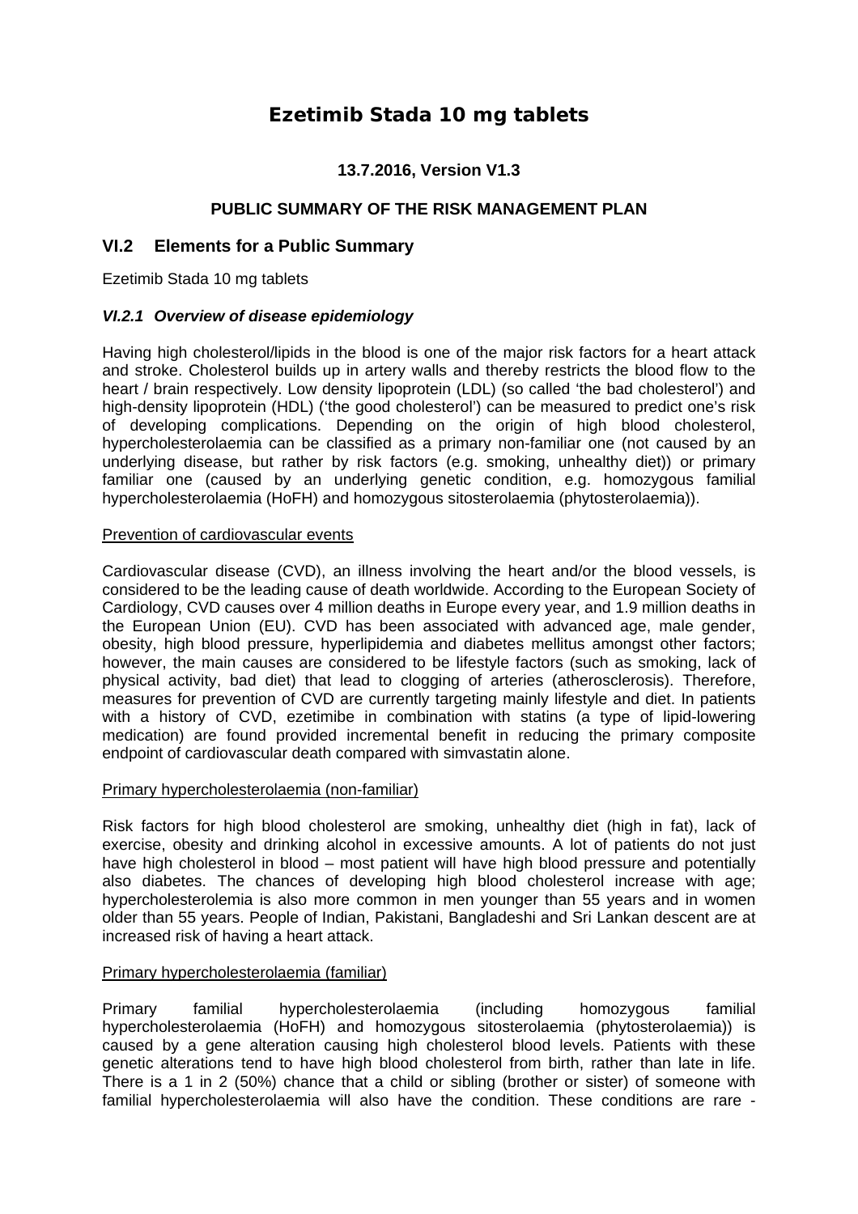# Ezetimib Stada 10 mg tablets

**13.7.2016, Version V1.3**

**PUBLIC SUMMARY OF THE RISK MANAGEMENT PLAN**

## VI.2 Elements for a Public Summary

Ezetimib Stada 10 mg tablets

### *VI.2.1 Overview of disease epidemiology*

Having high cholesterol/lipids in the blood is one of the major risk factors for a heart attack and stroke. Cholesterol builds up in artery walls and thereby restricts the blood flow to the heart / brain respectively. Low density lipoprotein (LDL) (so called 'the bad cholesterol') and high-density lipoprotein (HDL) ('the good cholesterol') can be measured to predict one's risk of developing complications. Depending on the origin of high blood cholesterol, hypercholesterolaemia can be classified as a primary non-familiar one (not caused by an underlying disease, but rather by risk factors (e.g. smoking, unhealthy diet)) or primary familiar one (caused by an underlying genetic condition, e.g. homozygous familial hypercholesterolaemia (HoFH) and homozygous sitosterolaemia (phytosterolaemia)).

Prevention of cardiovascular events

Cardiovascular disease (CVD), an illness involving the heart and/or the blood vessels, is considered to be the leading cause of death worldwide. According to the European Society of Cardiology, CVD causes over 4 million deaths in Europe every year, and 1.9 million deaths in the European Union (EU). CVD has been associated with advanced age, male gender, obesity, high blood pressure, hyperlipidemia and diabetes mellitus amongst other factors; however, the main causes are considered to be lifestyle factors (such as smoking, lack of physical activity, bad diet) that lead to clogging of arteries (atherosclerosis). Therefore, measures for prevention of CVD are currently targeting mainly lifestyle and diet. In patients with a history of CVD, ezetimibe in combination with statins (a type of lipid-lowering medication) are found provided incremental benefit in reducing the primary composite endpoint of cardiovascular death compared with simvastatin alone.

Primary hypercholesterolaemia (non-familiar)

Risk factors for high blood cholesterol are smoking, unhealthy diet (high in fat), lack of exercise, obesity and drinking alcohol in excessive amounts. A lot of patients do not just have high cholesterol in blood – most patient will have high blood pressure and potentially also diabetes. The chances of developing high blood cholesterol increase with age; hypercholesterolemia is also more common in men younger than 55 years and in women older than 55 years. People of Indian, Pakistani, Bangladeshi and Sri Lankan descent are at increased risk of having a heart attack.

Primary hypercholesterolaemia (familiar)

Primary familial hypercholesterolaemia (including homozygous familial hypercholesterolaemia (HoFH) and homozygous sitosterolaemia (phytosterolaemia)) is caused by a gene alteration causing high cholesterol blood levels. Patients with these genetic alterations tend to have high blood cholesterol from birth, rather than late in life. There is a 1 in 2 (50%) chance that a child or sibling (brother or sister) of someone with familial hypercholesterolaemia will also have the condition. These conditions are rare -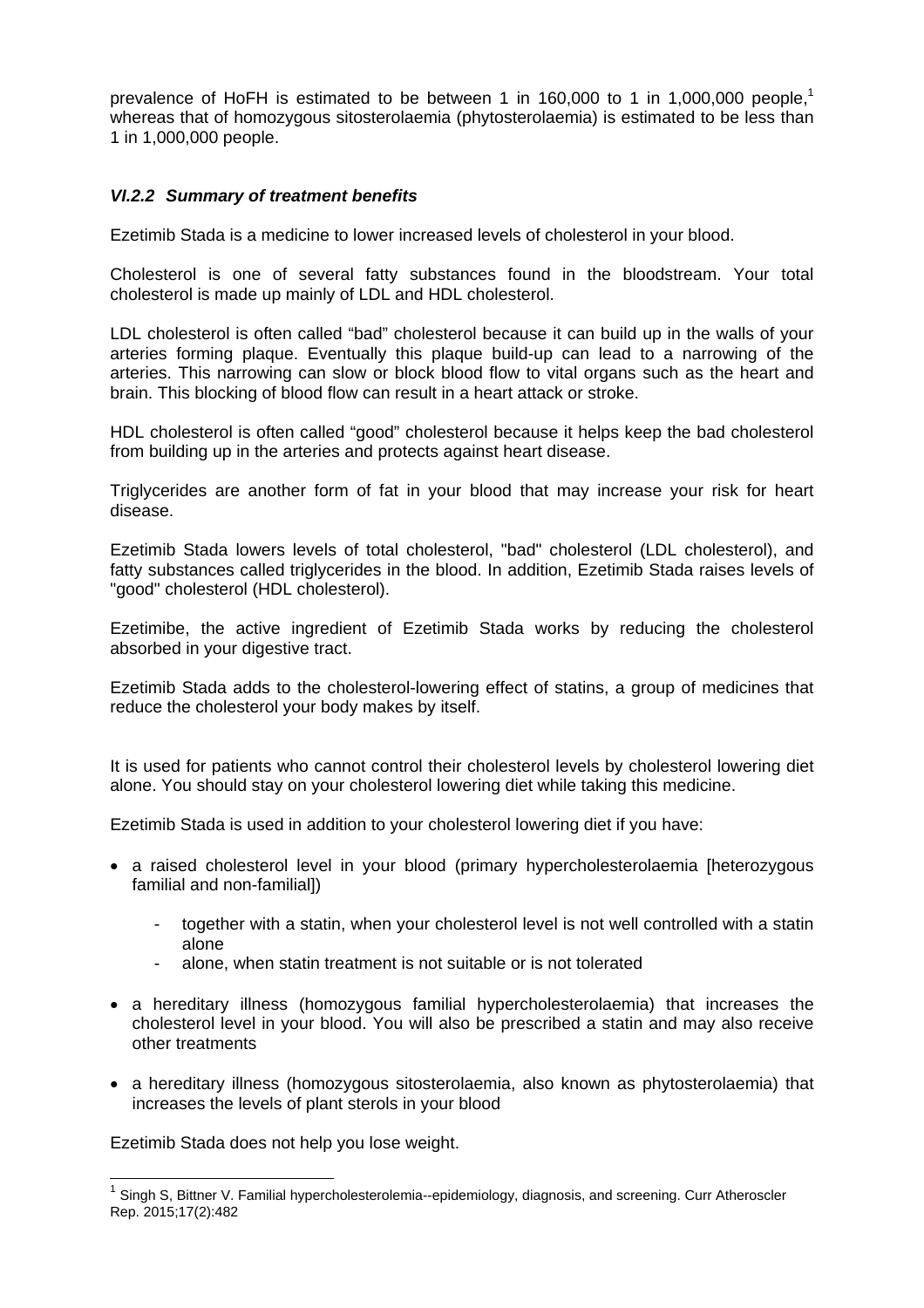prevalence of HoFH is estimated to be between 1 in 160,000 to 1 in 1,000,000 people,[1] whereas that of homozygous sitosterolaemia (phytosterolaemia) is estimated to be less than 1 in 1,000,000 people.

### *VI.2.2 Summary of treatment benefits*

Ezetimib Stada is a medicine to lower increased levels of cholesterol in your blood.

Cholesterol is one of several fatty substances found in the bloodstream. Your total cholesterol is made up mainly of LDL and HDL cholesterol.

LDL cholesterol is often called "bad" cholesterol because it can build up in the walls of your arteries forming plaque. Eventually this plaque build-up can lead to a narrowing of the arteries. This narrowing can slow or block blood flow to vital organs such as the heart and brain. This blocking of blood flow can result in a heart attack or stroke.

HDL cholesterol is often called "good" cholesterol because it helps keep the bad cholesterol from building up in the arteries and protects against heart disease.

Triglycerides are another form of fat in your blood that may increase your risk for heart disease.

Ezetimib Stada lowers levels of total cholesterol, "bad" cholesterol (LDL cholesterol), and fatty substances called triglycerides in the blood. In addition, Ezetimib Stada raises levels of "good" cholesterol (HDL cholesterol).

Ezetimibe, the active ingredient of Ezetimib Stada works by reducing the cholesterol absorbed in your digestive tract.

Ezetimib Stada adds to the cholesterol-lowering effect of statins, a group of medicines that reduce the cholesterol your body makes by itself.

It is used for patients who cannot control their cholesterol levels by cholesterol lowering diet alone. You should stay on your cholesterol lowering diet while taking this medicine.

Ezetimib Stada is used in addition to your cholesterol lowering diet if you have:

- a raised cholesterol level in your blood (primary hypercholesterolaemia [heterozygous familial and non-familial])
    - together with a statin, when your cholesterol level is not well controlled with a statin alone
    - alone, when statin treatment is not suitable or is not tolerated
- a hereditary illness (homozygous familial hypercholesterolaemia) that increases the cholesterol level in your blood. You will also be prescribed a statin and may also receive other treatments
- a hereditary illness (homozygous sitosterolaemia, also known as phytosterolaemia) that increases the levels of plant sterols in your blood

Ezetimib Stada does not help you lose weight.

---

[1] Singh S, Bittner V. Familial hypercholesterolemia--epidemiology, diagnosis, and screening. Curr Atheroscler Rep. 2015;17(2):482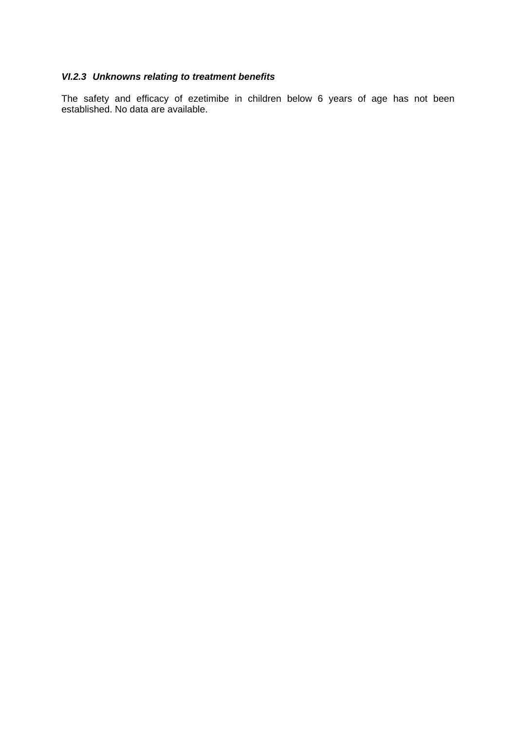### *VI.2.3 Unknowns relating to treatment benefits*

The safety and efficacy of ezetimibe in children below 6 years of age has not been established. No data are available.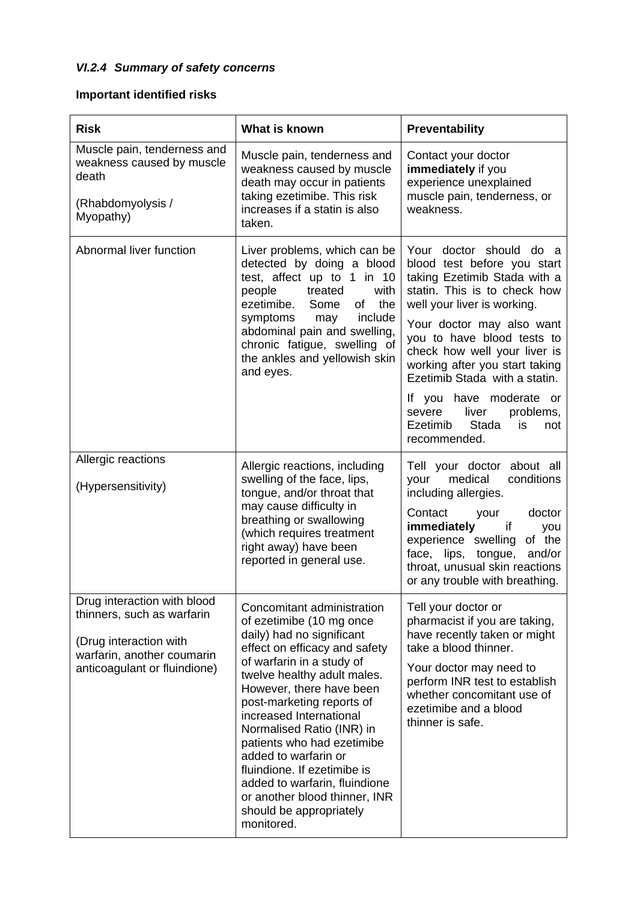### *VI.2.4 Summary of safety concerns*

**Important identified risks**

| **Risk** | **What is known** | **Preventability** |
|---|---|---|
| Muscle pain, tenderness and weakness caused by muscle death<br><br>(Rhabdomyolysis / Myopathy) | Muscle pain, tenderness and weakness caused by muscle death may occur in patients taking ezetimibe. This risk increases if a statin is also taken. | Contact your doctor **immediately** if you experience unexplained muscle pain, tenderness, or weakness. |
| Abnormal liver function | Liver problems, which can be detected by doing a blood test, affect up to 1 in 10 people treated with ezetimibe. Some of the symptoms may include abdominal pain and swelling, chronic fatigue, swelling of the ankles and yellowish skin and eyes. | Your doctor should do a blood test before you start taking Ezetimib Stada with a statin. This is to check how well your liver is working.<br><br>Your doctor may also want you to have blood tests to check how well your liver is working after you start taking Ezetimib Stada with a statin.<br><br>If you have moderate or severe liver problems, Ezetimib Stada is not recommended. |
| Allergic reactions<br><br>(Hypersensitivity) | Allergic reactions, including swelling of the face, lips, tongue, and/or throat that may cause difficulty in breathing or swallowing (which requires treatment right away) have been reported in general use. | Tell your doctor about all your medical conditions including allergies.<br><br>Contact your doctor **immediately** if you experience swelling of the face, lips, tongue, and/or throat, unusual skin reactions or any trouble with breathing. |
| Drug interaction with blood thinners, such as warfarin<br><br>(Drug interaction with warfarin, another coumarin anticoagulant or fluindione) | Concomitant administration of ezetimibe (10 mg once daily) had no significant effect on efficacy and safety of warfarin in a study of twelve healthy adult males. However, there have been post-marketing reports of increased International Normalised Ratio (INR) in patients who had ezetimibe added to warfarin or fluindione. If ezetimibe is added to warfarin, fluindione or another blood thinner, INR should be appropriately monitored. | Tell your doctor or pharmacist if you are taking, have recently taken or might take a blood thinner.<br><br>Your doctor may need to perform INR test to establish whether concomitant use of ezetimibe and a blood thinner is safe. |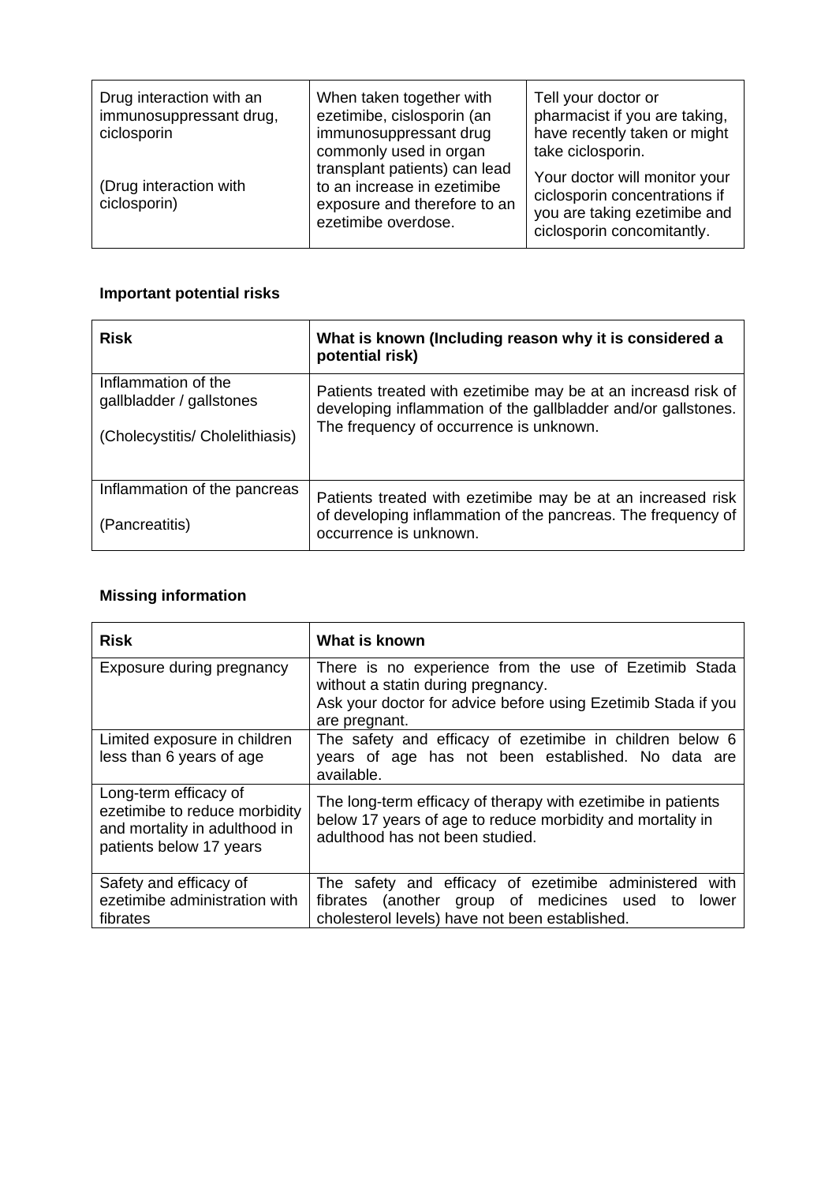| Drug interaction with an immunosuppressant drug, ciclosporin<br><br>(Drug interaction with ciclosporin) | When taken together with ezetimibe, cislosporin (an immunosuppressant drug commonly used in organ transplant patients) can lead to an increase in ezetimibe exposure and therefore to an ezetimibe overdose. | Tell your doctor or pharmacist if you are taking, have recently taken or might take ciclosporin.<br><br>Your doctor will monitor your ciclosporin concentrations if you are taking ezetimibe and ciclosporin concomitantly. |
|---|---|---|

**Important potential risks**

| Risk | What is known (Including reason why it is considered a potential risk) |
|---|---|
| Inflammation of the gallbladder / gallstones<br><br>(Cholecystitis/ Cholelithiasis) | Patients treated with ezetimibe may be at an increasd risk of developing inflammation of the gallbladder and/or gallstones. The frequency of occurrence is unknown. |
| Inflammation of the pancreas<br><br>(Pancreatitis) | Patients treated with ezetimibe may be at an increased risk of developing inflammation of the pancreas. The frequency of occurrence is unknown. |

**Missing information**

| Risk | What is known |
|---|---|
| Exposure during pregnancy | There is no experience from the use of Ezetimib Stada without a statin during pregnancy.<br>Ask your doctor for advice before using Ezetimib Stada if you are pregnant. |
| Limited exposure in children less than 6 years of age | The safety and efficacy of ezetimibe in children below 6 years of age has not been established. No data are available. |
| Long-term efficacy of ezetimibe to reduce morbidity and mortality in adulthood in patients below 17 years | The long-term efficacy of therapy with ezetimibe in patients below 17 years of age to reduce morbidity and mortality in adulthood has not been studied. |
| Safety and efficacy of ezetimibe administration with fibrates | The safety and efficacy of ezetimibe administered with fibrates (another group of medicines used to lower cholesterol levels) have not been established. |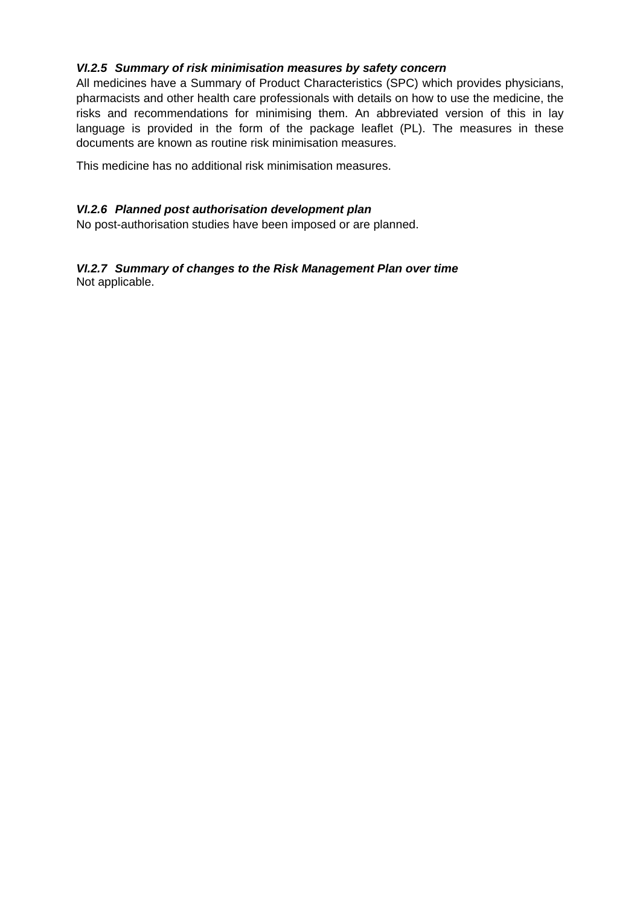### *VI.2.5 Summary of risk minimisation measures by safety concern*

All medicines have a Summary of Product Characteristics (SPC) which provides physicians, pharmacists and other health care professionals with details on how to use the medicine, the risks and recommendations for minimising them. An abbreviated version of this in lay language is provided in the form of the package leaflet (PL). The measures in these documents are known as routine risk minimisation measures.

This medicine has no additional risk minimisation measures.

### *VI.2.6 Planned post authorisation development plan*

No post-authorisation studies have been imposed or are planned.

### *VI.2.7 Summary of changes to the Risk Management Plan over time*

Not applicable.